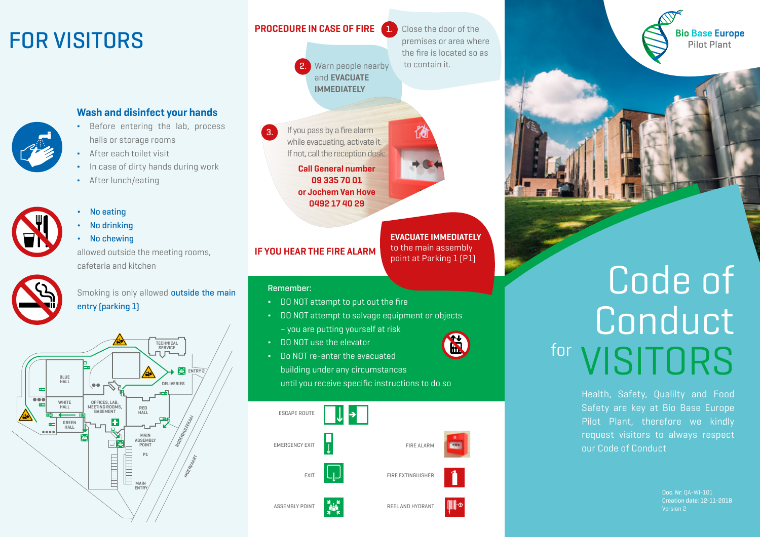# FOR VISITORS

## Wash and disinfect your hands

- Before entering the lab, process halls or storage rooms
- After each toilet visit
- In case of dirty hands during work
- After lunch/eating

- **No eating**
- **No drinking**
- **No chewing**

allowed outside the meeting rooms, cafeteria and kitchen

Smoking is only allowed **outside the main entry (parking 1)**

BLUE HALL · WHITE HALL · GREEN HALL · OFFICES, LAB, MEETING ROOMS, BASEMENT · TECHNICAL SERVICE · DELIVERIES · ENTRY 2 · RED HALL · MAIN ASSEMBLY POINT · P1 · MAIN ENTRY · RODENHUIZEKAAI · MOERVAART

## PROCEDURE IN CASE OF FIRE

1. Close the door of the premises or area where the fire is located so as to contain it.
2. Warn people nearby and **EVACUATE IMMEDIATELY**
3. If you pass by a fire alarm while evacuating, activate it. If not, call the reception desk:

**Call General number**
**09 335 70 01**
**or Jochem Van Hove**
**0492 17 40 29**

## IF YOU HEAR THE FIRE ALARM

**EVACUATE IMMEDIATELY** to the main assembly point at Parking 1 (P1)

Remember:

- DO NOT attempt to put out the fire
- DO NOT attempt to salvage equipment or objects – you are putting yourself at risk
- DO NOT use the elevator
- Do NOT re-enter the evacuated building under any circumstances until you receive specific instructions to do so

ESCAPE ROUTE

EMERGENCY EXIT

EXIT

ASSEMBLY POINT

FIRE ALARM

FIRE EXTINGUISHER

REEL AND HYDRANT

**Bio Base Europe**
Pilot Plant

# Code of Conduct for VISITORS

Health, Safety, Qualilty and Food Safety are key at Bio Base Europe Pilot Plant, therefore we kindly request visitors to always respect our Code of Conduct

**Doc. Nr:** QA-WI-101
**Creation date:** 12-11-2018
Version 2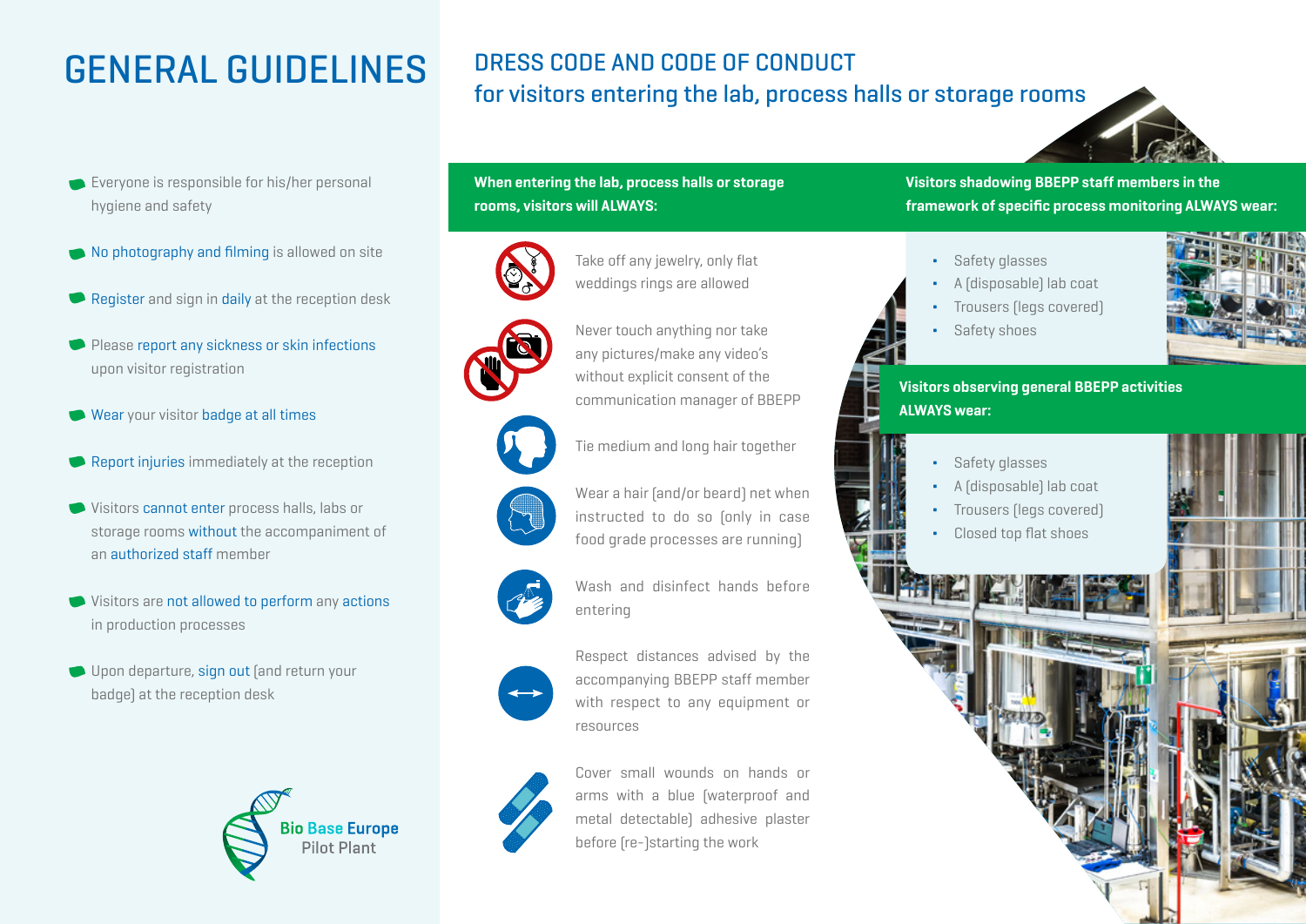# GENERAL GUIDELINES

- Everyone is responsible for his/her personal hygiene and safety
- No photography and filming is allowed on site
- Register and sign in daily at the reception desk
- Please report any sickness or skin infections upon visitor registration
- Wear your visitor badge at all times
- Report injuries immediately at the reception
- Visitors cannot enter process halls, labs or storage rooms without the accompaniment of an authorized staff member
- Visitors are not allowed to perform any actions in production processes
- Upon departure, sign out (and return your badge) at the reception desk

Bio Base Europe
Pilot Plant

## DRESS CODE AND CODE OF CONDUCT
## for visitors entering the lab, process halls or storage rooms

**When entering the lab, process halls or storage rooms, visitors will ALWAYS:**

- Take off any jewelry, only flat weddings rings are allowed
- Never touch anything nor take any pictures/make any video's without explicit consent of the communication manager of BBEPP
- Tie medium and long hair together
- Wear a hair (and/or beard) net when instructed to do so (only in case food grade processes are running)
- Wash and disinfect hands before entering
- Respect distances advised by the accompanying BBEPP staff member with respect to any equipment or resources
- Cover small wounds on hands or arms with a blue (waterproof and metal detectable) adhesive plaster before (re-)starting the work

**Visitors shadowing BBEPP staff members in the framework of specific process monitoring ALWAYS wear:**

- Safety glasses
- A (disposable) lab coat
- Trousers (legs covered)
- Safety shoes

**Visitors observing general BBEPP activities ALWAYS wear:**

- Safety glasses
- A (disposable) lab coat
- Trousers (legs covered)
- Closed top flat shoes